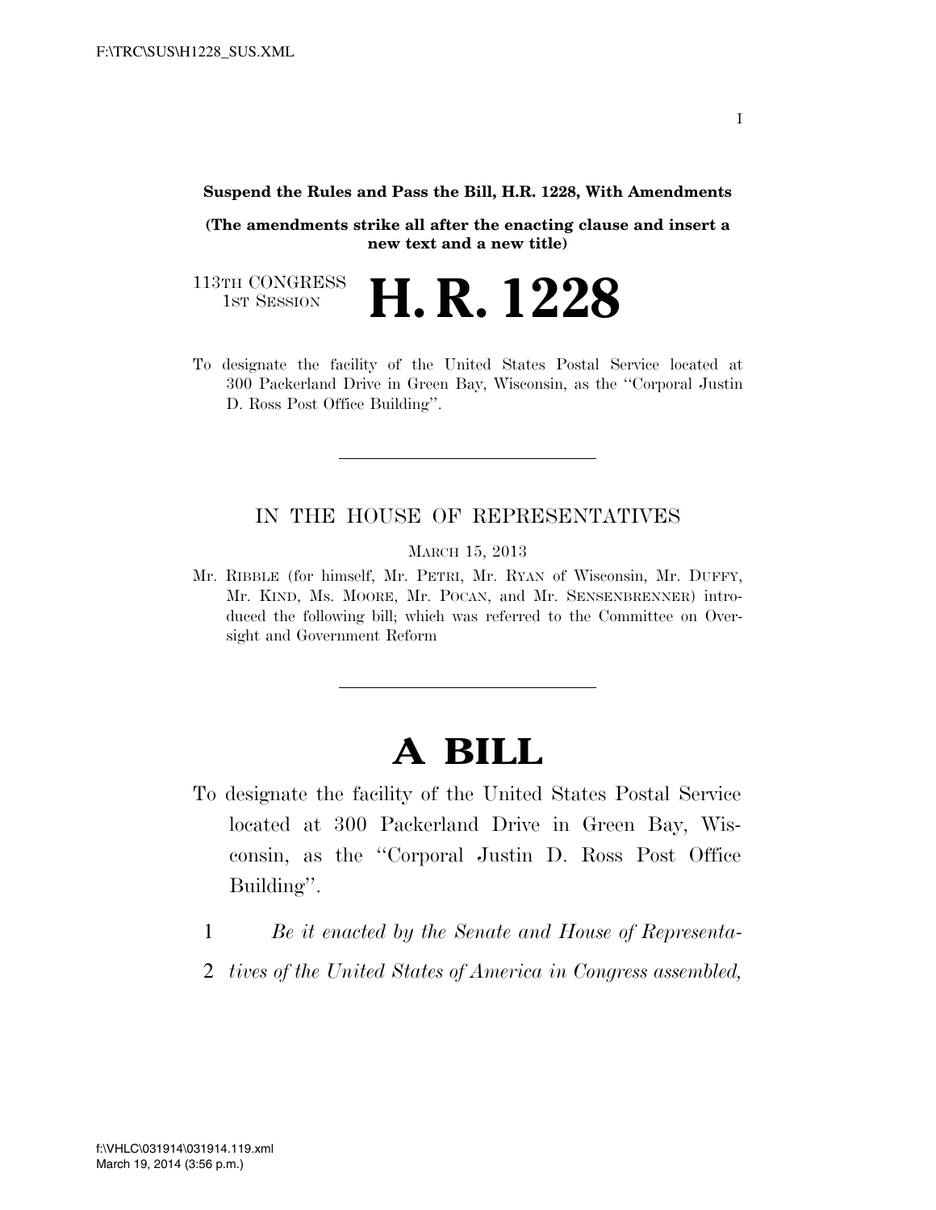**Suspend the Rules and Pass the Bill, H.R. 1228, With Amendments**

**(The amendments strike all after the enacting clause and insert a new text and a new title)**

113TH CONGRESS
1ST SESSION

# H. R. 1228

To designate the facility of the United States Postal Service located at 300 Packerland Drive in Green Bay, Wisconsin, as the "Corporal Justin D. Ross Post Office Building".

---

IN THE HOUSE OF REPRESENTATIVES

MARCH 15, 2013

Mr. RIBBLE (for himself, Mr. PETRI, Mr. RYAN of Wisconsin, Mr. DUFFY, Mr. KIND, Ms. MOORE, Mr. POCAN, and Mr. SENSENBRENNER) introduced the following bill; which was referred to the Committee on Oversight and Government Reform

---

# A BILL

To designate the facility of the United States Postal Service located at 300 Packerland Drive in Green Bay, Wisconsin, as the "Corporal Justin D. Ross Post Office Building".

1 *Be it enacted by the Senate and House of Representa-*
2 *tives of the United States of America in Congress assembled,*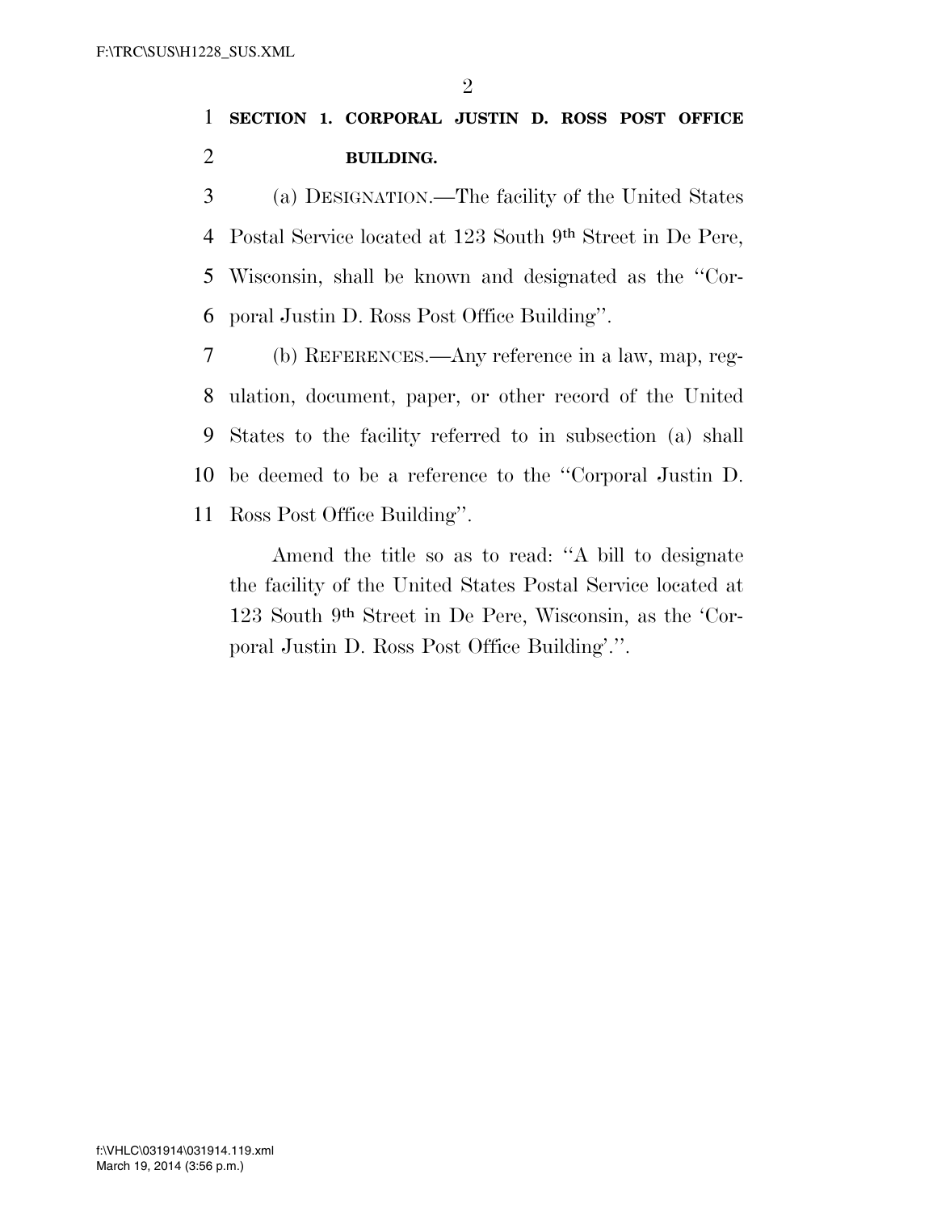**SECTION 1. CORPORAL JUSTIN D. ROSS POST OFFICE BUILDING.**

(a) DESIGNATION.—The facility of the United States Postal Service located at 123 South 9th Street in De Pere, Wisconsin, shall be known and designated as the ''Corporal Justin D. Ross Post Office Building''.

(b) REFERENCES.—Any reference in a law, map, regulation, document, paper, or other record of the United States to the facility referred to in subsection (a) shall be deemed to be a reference to the ''Corporal Justin D. Ross Post Office Building''.

Amend the title so as to read: ''A bill to designate the facility of the United States Postal Service located at 123 South 9th Street in De Pere, Wisconsin, as the 'Corporal Justin D. Ross Post Office Building'.''.